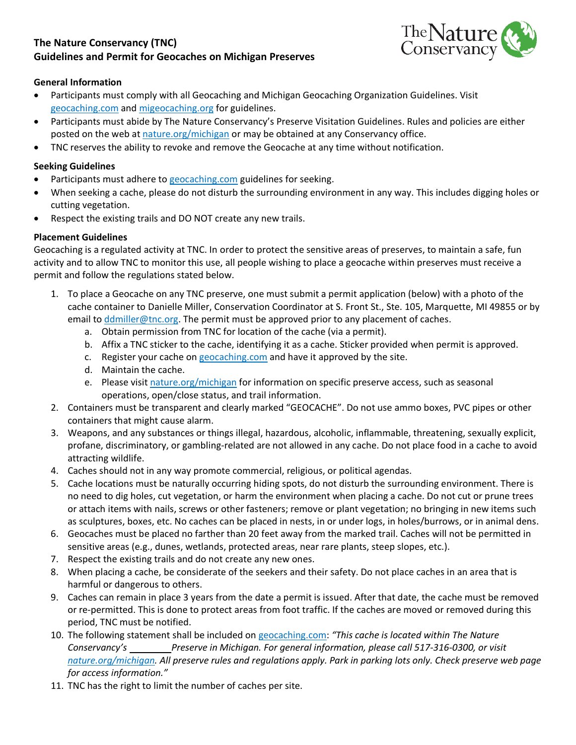# The Nature Conservancy (TNC)
# Guidelines and Permit for Geocaches on Michigan Preserves

## General Information

- Participants must comply with all Geocaching and Michigan Geocaching Organization Guidelines. Visit geocaching.com and migeocaching.org for guidelines.
- Participants must abide by The Nature Conservancy's Preserve Visitation Guidelines. Rules and policies are either posted on the web at nature.org/michigan or may be obtained at any Conservancy office.
- TNC reserves the ability to revoke and remove the Geocache at any time without notification.

## Seeking Guidelines

- Participants must adhere to geocaching.com guidelines for seeking.
- When seeking a cache, please do not disturb the surrounding environment in any way. This includes digging holes or cutting vegetation.
- Respect the existing trails and DO NOT create any new trails.

## Placement Guidelines

Geocaching is a regulated activity at TNC. In order to protect the sensitive areas of preserves, to maintain a safe, fun activity and to allow TNC to monitor this use, all people wishing to place a geocache within preserves must receive a permit and follow the regulations stated below.

1. To place a Geocache on any TNC preserve, one must submit a permit application (below) with a photo of the cache container to Danielle Miller, Conservation Coordinator at S. Front St., Ste. 105, Marquette, MI 49855 or by email to ddmiller@tnc.org. The permit must be approved prior to any placement of caches.
   a. Obtain permission from TNC for location of the cache (via a permit).
   b. Affix a TNC sticker to the cache, identifying it as a cache. Sticker provided when permit is approved.
   c. Register your cache on geocaching.com and have it approved by the site.
   d. Maintain the cache.
   e. Please visit nature.org/michigan for information on specific preserve access, such as seasonal operations, open/close status, and trail information.
2. Containers must be transparent and clearly marked "GEOCACHE". Do not use ammo boxes, PVC pipes or other containers that might cause alarm.
3. Weapons, and any substances or things illegal, hazardous, alcoholic, inflammable, threatening, sexually explicit, profane, discriminatory, or gambling-related are not allowed in any cache. Do not place food in a cache to avoid attracting wildlife.
4. Caches should not in any way promote commercial, religious, or political agendas.
5. Cache locations must be naturally occurring hiding spots, do not disturb the surrounding environment. There is no need to dig holes, cut vegetation, or harm the environment when placing a cache. Do not cut or prune trees or attach items with nails, screws or other fasteners; remove or plant vegetation; no bringing in new items such as sculptures, boxes, etc. No caches can be placed in nests, in or under logs, in holes/burrows, or in animal dens.
6. Geocaches must be placed no farther than 20 feet away from the marked trail. Caches will not be permitted in sensitive areas (e.g., dunes, wetlands, protected areas, near rare plants, steep slopes, etc.).
7. Respect the existing trails and do not create any new ones.
8. When placing a cache, be considerate of the seekers and their safety. Do not place caches in an area that is harmful or dangerous to others.
9. Caches can remain in place 3 years from the date a permit is issued. After that date, the cache must be removed or re-permitted. This is done to protect areas from foot traffic. If the caches are moved or removed during this period, TNC must be notified.
10. The following statement shall be included on geocaching.com: *"This cache is located within The Nature Conservancy's \_\_\_\_\_\_\_\_\_ Preserve in Michigan. For general information, please call 517-316-0300, or visit nature.org/michigan. All preserve rules and regulations apply. Park in parking lots only. Check preserve web page for access information."*
11. TNC has the right to limit the number of caches per site.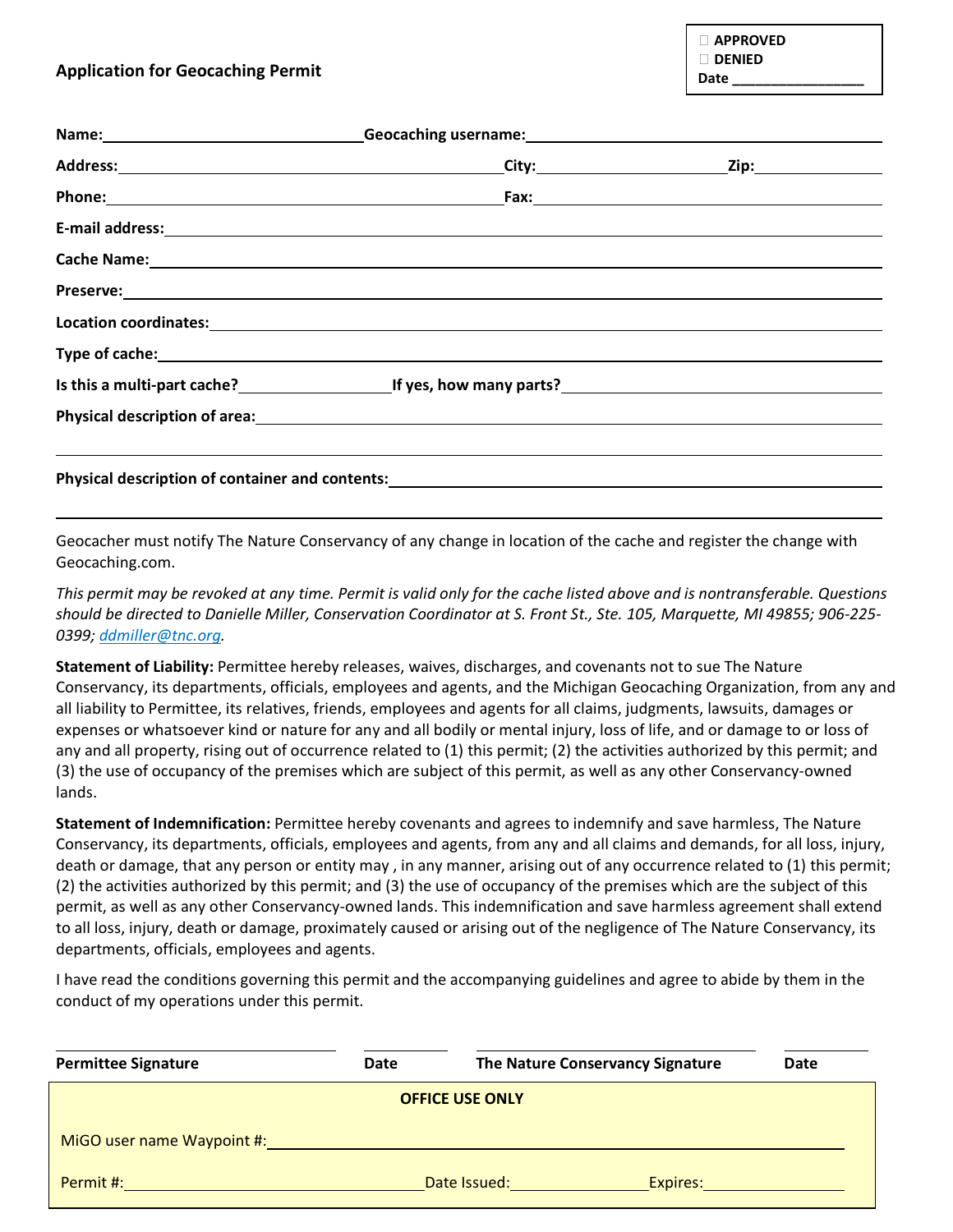## Application for Geocaching Permit

☐ **APPROVED**
☐ **DENIED**
**Date** _________________

**Name:** ______________________________ **Geocaching username:** ______________________________

**Address:** ______________________________ **City:** ____________________ **Zip:** ______________

**Phone:** ______________________________ **Fax:** ______________________________

**E-mail address:** ______________________________

**Cache Name:** ______________________________

**Preserve:** ______________________________

**Location coordinates:** ______________________________

**Type of cache:** ______________________________

**Is this a multi-part cache?** __________________ **If yes, how many parts?** ______________________________

**Physical description of area:** ______________________________

______________________________

**Physical description of container and contents:** ______________________________

______________________________

Geocacher must notify The Nature Conservancy of any change in location of the cache and register the change with Geocaching.com.

*This permit may be revoked at any time. Permit is valid only for the cache listed above and is nontransferable. Questions should be directed to Danielle Miller, Conservation Coordinator at S. Front St., Ste. 105, Marquette, MI 49855; 906-225-0399; ddmiller@tnc.org.*

**Statement of Liability:** Permittee hereby releases, waives, discharges, and covenants not to sue The Nature Conservancy, its departments, officials, employees and agents, and the Michigan Geocaching Organization, from any and all liability to Permittee, its relatives, friends, employees and agents for all claims, judgments, lawsuits, damages or expenses or whatsoever kind or nature for any and all bodily or mental injury, loss of life, and or damage to or loss of any and all property, rising out of occurrence related to (1) this permit; (2) the activities authorized by this permit; and (3) the use of occupancy of the premises which are subject of this permit, as well as any other Conservancy-owned lands.

**Statement of Indemnification:** Permittee hereby covenants and agrees to indemnify and save harmless, The Nature Conservancy, its departments, officials, employees and agents, from any and all claims and demands, for all loss, injury, death or damage, that any person or entity may , in any manner, arising out of any occurrence related to (1) this permit; (2) the activities authorized by this permit; and (3) the use of occupancy of the premises which are the subject of this permit, as well as any other Conservancy-owned lands. This indemnification and save harmless agreement shall extend to all loss, injury, death or damage, proximately caused or arising out of the negligence of The Nature Conservancy, its departments, officials, employees and agents.

I have read the conditions governing this permit and the accompanying guidelines and agree to abide by them in the conduct of my operations under this permit.

______________________________ __________ ______________________________ __________
**Permittee Signature** **Date** **The Nature Conservancy Signature** **Date**

**OFFICE USE ONLY**

MiGO user name Waypoint #: ______________________________

Permit #: ______________________ Date Issued: ______________ Expires: ______________